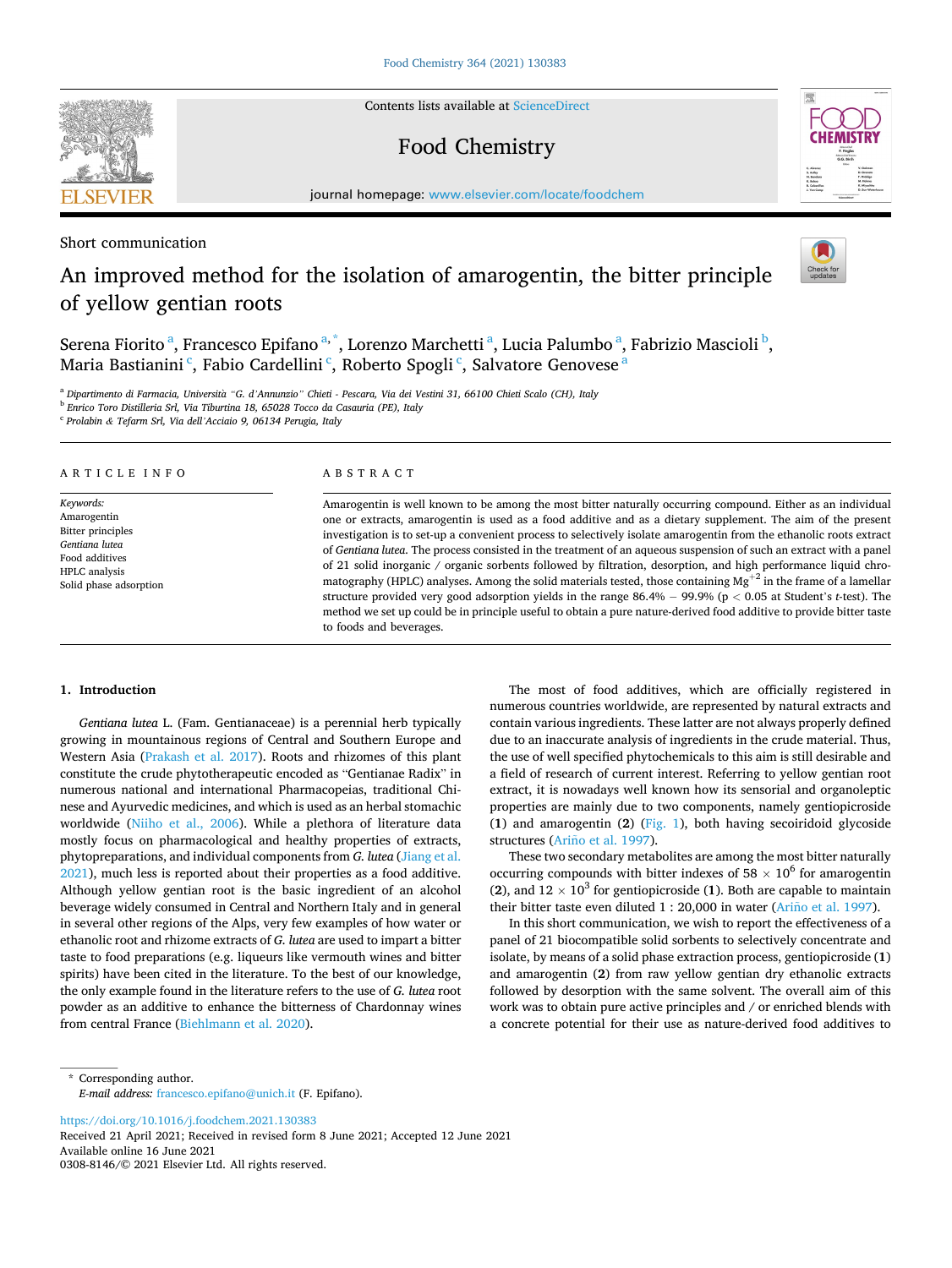Short communication

# An improved method for the isolation of amarogentin, the bitter principle of yellow gentian roots

Serena Fiorito [a], Francesco Epifano [a,*], Lorenzo Marchetti [a], Lucia Palumbo [a], Fabrizio Mascioli [b], Maria Bastianini [c], Fabio Cardellini [c], Roberto Spogli [c], Salvatore Genovese [a]

[a] Dipartimento di Farmacia, Università "G. d'Annunzio" Chieti - Pescara, Via dei Vestini 31, 66100 Chieti Scalo (CH), Italy
[b] Enrico Toro Distilleria Srl, Via Tiburtina 18, 65028 Tocco da Casauria (PE), Italy
[c] Prolabin & Tefarm Srl, Via dell'Acciaio 9, 06134 Perugia, Italy

## ARTICLE INFO

*Keywords:*
Amarogentin
Bitter principles
*Gentiana lutea*
Food additives
HPLC analysis
Solid phase adsorption

## ABSTRACT

Amarogentin is well known to be among the most bitter naturally occurring compound. Either as an individual one or extracts, amarogentin is used as a food additive and as a dietary supplement. The aim of the present investigation is to set-up a convenient process to selectively isolate amarogentin from the ethanolic roots extract of *Gentiana lutea*. The process consisted in the treatment of an aqueous suspension of such an extract with a panel of 21 solid inorganic / organic sorbents followed by filtration, desorption, and high performance liquid chromatography (HPLC) analyses. Among the solid materials tested, those containing $Mg^{+2}$ in the frame of a lamellar structure provided very good adsorption yields in the range 86.4% – 99.9% ($p < 0.05$ at Student's *t*-test). The method we set up could be in principle useful to obtain a pure nature-derived food additive to provide bitter taste to foods and beverages.

## 1. Introduction

*Gentiana lutea* L. (Fam. Gentianaceae) is a perennial herb typically growing in mountainous regions of Central and Southern Europe and Western Asia (Prakash et al. 2017). Roots and rhizomes of this plant constitute the crude phytotherapeutic encoded as "Gentianae Radix" in numerous national and international Pharmacopeias, traditional Chinese and Ayurvedic medicines, and which is used as an herbal stomachic worldwide (Niiho et al., 2006). While a plethora of literature data mostly focus on pharmacological and healthy properties of extracts, phytopreparations, and individual components from *G. lutea* (Jiang et al. 2021), much less is reported about their properties as a food additive. Although yellow gentian root is the basic ingredient of an alcohol beverage widely consumed in Central and Northern Italy and in general in several other regions of the Alps, very few examples of how water or ethanolic root and rhizome extracts of *G. lutea* are used to impart a bitter taste to food preparations (e.g. liqueurs like vermouth wines and bitter spirits) have been cited in the literature. To the best of our knowledge, the only example found in the literature refers to the use of *G. lutea* root powder as an additive to enhance the bitterness of Chardonnay wines from central France (Biehlmann et al. 2020).

The most of food additives, which are officially registered in numerous countries worldwide, are represented by natural extracts and contain various ingredients. These latter are not always properly defined due to an inaccurate analysis of ingredients in the crude material. Thus, the use of well specified phytochemicals to this aim is still desirable and a field of research of current interest. Referring to yellow gentian root extract, it is nowadays well known how its sensorial and organoleptic properties are mainly due to two components, namely gentiopicroside (**1**) and amarogentin (**2**) (Fig. 1), both having secoiridoid glycoside structures (Ariño et al. 1997).

These two secondary metabolites are among the most bitter naturally occurring compounds with bitter indexes of $58 \times 10^6$ for amarogentin (**2**), and $12 \times 10^3$ for gentiopicroside (**1**). Both are capable to maintain their bitter taste even diluted 1 : 20,000 in water (Ariño et al. 1997).

In this short communication, we wish to report the effectiveness of a panel of 21 biocompatible solid sorbents to selectively concentrate and isolate, by means of a solid phase extraction process, gentiopicroside (**1**) and amarogentin (**2**) from raw yellow gentian dry ethanolic extracts followed by desorption with the same solvent. The overall aim of this work was to obtain pure active principles and / or enriched blends with a concrete potential for their use as nature-derived food additives to

\* Corresponding author.
*E-mail address:* francesco.epifano@unich.it (F. Epifano).

https://doi.org/10.1016/j.foodchem.2021.130383
Received 21 April 2021; Received in revised form 8 June 2021; Accepted 12 June 2021
Available online 16 June 2021
0308-8146/© 2021 Elsevier Ltd. All rights reserved.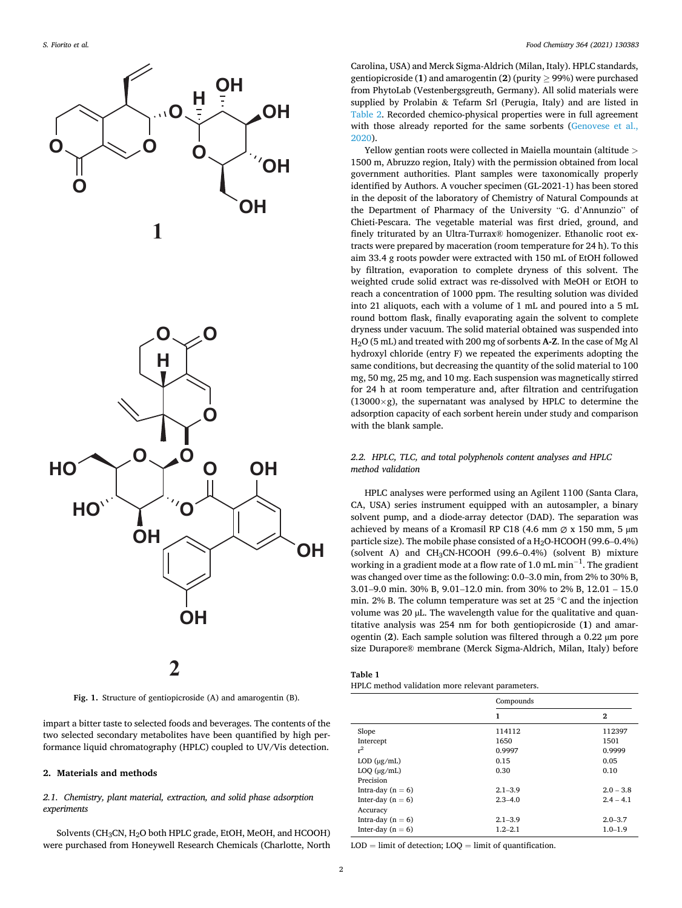Fig. 1. Structure of gentiopicroside (A) and amarogentin (B).

impart a bitter taste to selected foods and beverages. The contents of the two selected secondary metabolites have been quantified by high performance liquid chromatography (HPLC) coupled to UV/Vis detection.

## 2. Materials and methods

### 2.1. Chemistry, plant material, extraction, and solid phase adsorption experiments

Solvents ($CH_3CN$, $H_2O$ both HPLC grade, EtOH, MeOH, and HCOOH) were purchased from Honeywell Research Chemicals (Charlotte, North Carolina, USA) and Merck Sigma-Aldrich (Milan, Italy). HPLC standards, gentiopicroside (**1**) and amarogentin (**2**) (purity ≥ 99%) were purchased from PhytoLab (Vestenbergsgreuth, Germany). All solid materials were supplied by Prolabin & Tefarm Srl (Perugia, Italy) and are listed in Table 2. Recorded chemico-physical properties were in full agreement with those already reported for the same sorbents (Genovese et al., 2020).

Yellow gentian roots were collected in Maiella mountain (altitude > 1500 m, Abruzzo region, Italy) with the permission obtained from local government authorities. Plant samples were taxonomically properly identified by Authors. A voucher specimen (GL-2021-1) has been stored in the deposit of the laboratory of Chemistry of Natural Compounds at the Department of Pharmacy of the University "G. d'Annunzio" of Chieti-Pescara. The vegetable material was first dried, ground, and finely triturated by an Ultra-Turrax® homogenizer. Ethanolic root extracts were prepared by maceration (room temperature for 24 h). To this aim 33.4 g roots powder were extracted with 150 mL of EtOH followed by filtration, evaporation to complete dryness of this solvent. The weighted crude solid extract was re-dissolved with MeOH or EtOH to reach a concentration of 1000 ppm. The resulting solution was divided into 21 aliquots, each with a volume of 1 mL and poured into a 5 mL round bottom flask, finally evaporating again the solvent to complete dryness under vacuum. The solid material obtained was suspended into $H_2O$ (5 mL) and treated with 200 mg of sorbents **A-Z**. In the case of Mg Al hydroxyl chloride (entry F) we repeated the experiments adopting the same conditions, but decreasing the quantity of the solid material to 100 mg, 50 mg, 25 mg, and 10 mg. Each suspension was magnetically stirred for 24 h at room temperature and, after filtration and centrifugation (13000×g), the supernatant was analysed by HPLC to determine the adsorption capacity of each sorbent herein under study and comparison with the blank sample.

### 2.2. HPLC, TLC, and total polyphenols content analyses and HPLC method validation

HPLC analyses were performed using an Agilent 1100 (Santa Clara, CA, USA) series instrument equipped with an autosampler, a binary solvent pump, and a diode-array detector (DAD). The separation was achieved by means of a Kromasil RP C18 (4.6 mm ∅ x 150 mm, 5 μm particle size). The mobile phase consisted of a $H_2O$-HCOOH (99.6–0.4%) (solvent A) and $CH_3CN$-HCOOH (99.6–0.4%) (solvent B) mixture working in a gradient mode at a flow rate of 1.0 mL $min^{-1}$. The gradient was changed over time as the following: 0.0–3.0 min, from 2% to 30% B, 3.01–9.0 min. 30% B, 9.01–12.0 min. from 30% to 2% B, 12.01 – 15.0 min. 2% B. The column temperature was set at 25 °C and the injection volume was 20 μL. The wavelength value for the qualitative and quantitative analysis was 254 nm for both gentiopicroside (**1**) and amarogentin (**2**). Each sample solution was filtered through a 0.22 μm pore size Durapore® membrane (Merck Sigma-Aldrich, Milan, Italy) before

**Table 1**
HPLC method validation more relevant parameters.

| | Compounds | |
|---|---|---|
| | **1** | **2** |
| Slope | 114112 | 112397 |
| Intercept | 1650 | 1501 |
| $r^2$ | 0.9997 | 0.9999 |
| LOD (μg/mL) | 0.15 | 0.05 |
| LOQ (μg/mL) | 0.30 | 0.10 |
| Precision | | |
| Intra-day (n = 6) | 2.1–3.9 | 2.0 – 3.8 |
| Inter-day (n = 6) | 2.3–4.0 | 2.4 – 4.1 |
| Accuracy | | |
| Intra-day (n = 6) | 2.1–3.9 | 2.0–3.7 |
| Inter-day (n = 6) | 1.2–2.1 | 1.0–1.9 |

LOD = limit of detection; LOQ = limit of quantification.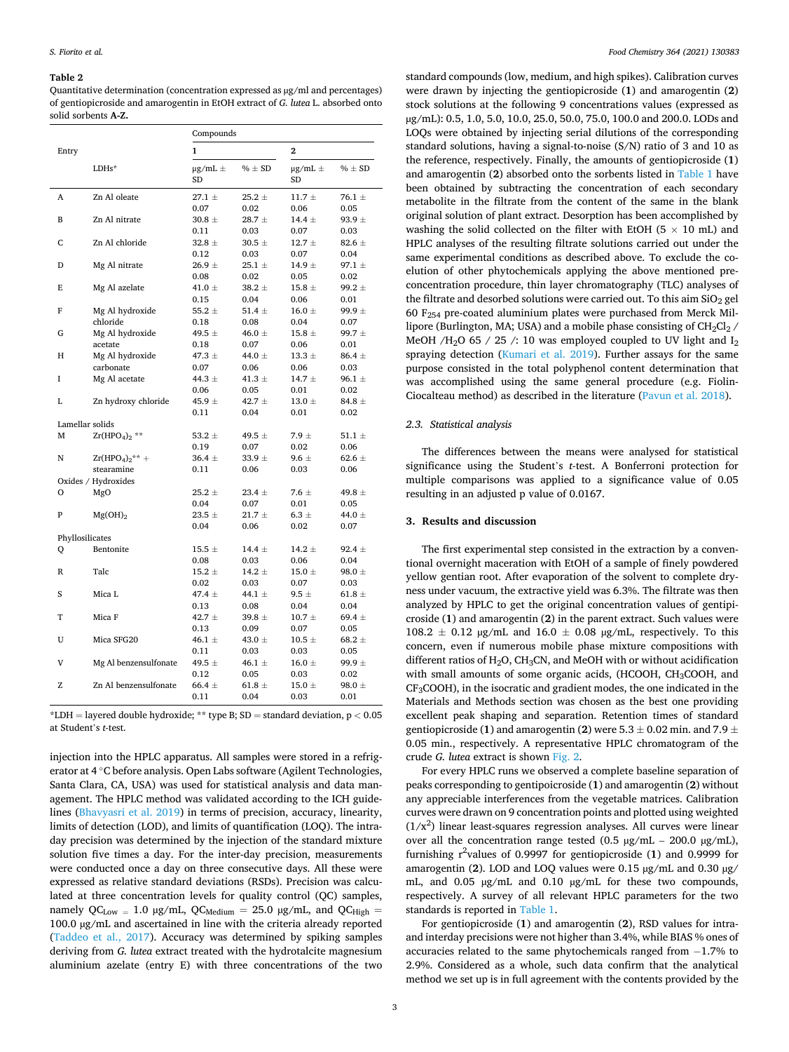**Table 2**
Quantitative determination (concentration expressed as μg/ml and percentages) of gentiopicroside and amarogentin in EtOH extract of *G. lutea* L. absorbed onto solid sorbents **A-Z.**

| Entry | | Compounds | | | |
|---|---|---|---|---|---|
| | | **1** | | **2** | |
| | LDHs* | μg/mL ± SD | % ± SD | μg/mL ± SD | % ± SD |
| A | Zn Al oleate | 27.1 ± 0.07 | 25.2 ± 0.02 | 11.7 ± 0.06 | 76.1 ± 0.05 |
| B | Zn Al nitrate | 30.8 ± 0.11 | 28.7 ± 0.03 | 14.4 ± 0.07 | 93.9 ± 0.03 |
| C | Zn Al chloride | 32.8 ± 0.12 | 30.5 ± 0.03 | 12.7 ± 0.07 | 82.6 ± 0.04 |
| D | Mg Al nitrate | 26.9 ± 0.08 | 25.1 ± 0.02 | 14.9 ± 0.05 | 97.1 ± 0.02 |
| E | Mg Al azelate | 41.0 ± 0.15 | 38.2 ± 0.04 | 15.8 ± 0.06 | 99.2 ± 0.01 |
| F | Mg Al hydroxide chloride | 55.2 ± 0.18 | 51.4 ± 0.08 | 16.0 ± 0.04 | 99.9 ± 0.07 |
| G | Mg Al hydroxide acetate | 49.5 ± 0.18 | 46.0 ± 0.07 | 15.8 ± 0.06 | 99.7 ± 0.01 |
| H | Mg Al hydroxide carbonate | 47.3 ± 0.07 | 44.0 ± 0.06 | 13.3 ± 0.06 | 86.4 ± 0.03 |
| I | Mg Al acetate | 44.3 ± 0.06 | 41.3 ± 0.05 | 14.7 ± 0.01 | 96.1 ± 0.02 |
| L | Zn hydroxy chloride | 45.9 ± 0.11 | 42.7 ± 0.04 | 13.0 ± 0.01 | 84.8 ± 0.02 |
| Lamellar solids | | | | | |
| M | $Zr(HPO_4)_2$ ** | 53.2 ± 0.19 | 49.5 ± 0.07 | 7.9 ± 0.02 | 51.1 ± 0.06 |
| N | $Zr(HPO_4)_2$** + stearamine | 36.4 ± 0.11 | 33.9 ± 0.06 | 9.6 ± 0.03 | 62.6 ± 0.06 |
| Oxides / Hydroxides | | | | | |
| O | MgO | 25.2 ± 0.04 | 23.4 ± 0.07 | 7.6 ± 0.01 | 49.8 ± 0.05 |
| P | $Mg(OH)_2$ | 23.5 ± 0.04 | 21.7 ± 0.06 | 6.3 ± 0.02 | 44.0 ± 0.07 |
| Phyllosilicates | | | | | |
| Q | Bentonite | 15.5 ± 0.08 | 14.4 ± 0.03 | 14.2 ± 0.06 | 92.4 ± 0.04 |
| R | Talc | 15.2 ± 0.02 | 14.2 ± 0.03 | 15.0 ± 0.07 | 98.0 ± 0.03 |
| S | Mica L | 47.4 ± 0.13 | 44.1 ± 0.08 | 9.5 ± 0.04 | 61.8 ± 0.04 |
| T | Mica F | 42.7 ± 0.13 | 39.8 ± 0.09 | 10.7 ± 0.07 | 69.4 ± 0.05 |
| U | Mica SFG20 | 46.1 ± 0.11 | 43.0 ± 0.03 | 10.5 ± 0.03 | 68.2 ± 0.05 |
| V | Mg Al benzensulfonate | 49.5 ± 0.12 | 46.1 ± 0.05 | 16.0 ± 0.03 | 99.9 ± 0.02 |
| Z | Zn Al benzensulfonate | 66.4 ± 0.11 | 61.8 ± 0.04 | 15.0 ± 0.03 | 98.0 ± 0.01 |

*LDH = layered double hydroxide; ** type B; SD = standard deviation, $p < 0.05$ at Student's *t*-test.

injection into the HPLC apparatus. All samples were stored in a refrigerator at 4 °C before analysis. Open Labs software (Agilent Technologies, Santa Clara, CA, USA) was used for statistical analysis and data management. The HPLC method was validated according to the ICH guidelines (Bhavyasri et al. 2019) in terms of precision, accuracy, linearity, limits of detection (LOD), and limits of quantification (LOQ). The intra-day precision was determined by the injection of the standard mixture solution five times a day. For the inter-day precision, measurements were conducted once a day on three consecutive days. All these were expressed as relative standard deviations (RSDs). Precision was calculated at three concentration levels for quality control (QC) samples, namely $QC_{Low} = 1.0$ μg/mL, $QC_{Medium} = 25.0$ μg/mL, and $QC_{High} = 100.0$ μg/mL and ascertained in line with the criteria already reported (Taddeo et al., 2017). Accuracy was determined by spiking samples deriving from *G. lutea* extract treated with the hydrotalcite magnesium aluminium azelate (entry E) with three concentrations of the two standard compounds (low, medium, and high spikes). Calibration curves were drawn by injecting the gentiopicroside (**1**) and amarogentin (**2**) stock solutions at the following 9 concentrations values (expressed as μg/mL): 0.5, 1.0, 5.0, 10.0, 25.0, 50.0, 75.0, 100.0 and 200.0. LODs and LOQs were obtained by injecting serial dilutions of the corresponding standard solutions, having a signal-to-noise (S/N) ratio of 3 and 10 as the reference, respectively. Finally, the amounts of gentiopicroside (**1**) and amarogentin (**2**) absorbed onto the sorbents listed in Table 1 have been obtained by subtracting the concentration of each secondary metabolite in the filtrate from the content of the same in the blank original solution of plant extract. Desorption has been accomplished by washing the solid collected on the filter with EtOH (5 × 10 mL) and HPLC analyses of the resulting filtrate solutions carried out under the same experimental conditions as described above. To exclude the co-elution of other phytochemicals applying the above mentioned pre-concentration procedure, thin layer chromatography (TLC) analyses of the filtrate and desorbed solutions were carried out. To this aim $SiO_2$ gel 60 $F_{254}$ pre-coated aluminium plates were purchased from Merck Millipore (Burlington, MA; USA) and a mobile phase consisting of $CH_2Cl_2$ / MeOH /$H_2O$ 65 / 25 /: 10 was employed coupled to UV light and $I_2$ spraying detection (Kumari et al. 2019). Further assays for the same purpose consisted in the total polyphenol content determination that was accomplished using the same general procedure (e.g. Fiolin-Ciocalteau method) as described in the literature (Pavun et al. 2018).

### 2.3. Statistical analysis

The differences between the means were analysed for statistical significance using the Student's *t*-test. A Bonferroni protection for multiple comparisons was applied to a significance value of 0.05 resulting in an adjusted p value of 0.0167.

## 3. Results and discussion

The first experimental step consisted in the extraction by a conventional overnight maceration with EtOH of a sample of finely powdered yellow gentian root. After evaporation of the solvent to complete dryness under vacuum, the extractive yield was 6.3%. The filtrate was then analyzed by HPLC to get the original concentration values of gentipicroside (**1**) and amarogentin (**2**) in the parent extract. Such values were 108.2 ± 0.12 μg/mL and 16.0 ± 0.08 μg/mL, respectively. To this concern, even if numerous mobile phase mixture compositions with different ratios of $H_2O$, $CH_3CN$, and MeOH with or without acidification with small amounts of some organic acids, (HCOOH, $CH_3COOH$, and $CF_3COOH$), in the isocratic and gradient modes, the one indicated in the Materials and Methods section was chosen as the best one providing excellent peak shaping and separation. Retention times of standard gentiopicroside (**1**) and amarogentin (**2**) were 5.3 ± 0.02 min. and 7.9 ± 0.05 min., respectively. A representative HPLC chromatogram of the crude *G. lutea* extract is shown Fig. 2.

For every HPLC runs we observed a complete baseline separation of peaks corresponding to gentipoicroside (**1**) and amarogentin (**2**) without any appreciable interferences from the vegetable matrices. Calibration curves were drawn on 9 concentration points and plotted using weighted ($1/x^2$) linear least-squares regression analyses. All curves were linear over all the concentration range tested (0.5 μg/mL – 200.0 μg/mL), furnishing $r^2$values of 0.9997 for gentiopicroside (**1**) and 0.9999 for amarogentin (**2**). LOD and LOQ values were 0.15 μg/mL and 0.30 μg/mL, and 0.05 μg/mL and 0.10 μg/mL for these two compounds, respectively. A survey of all relevant HPLC parameters for the two standards is reported in Table 1.

For gentiopicroside (**1**) and amarogentin (**2**), RSD values for intra- and interday precisions were not higher than 3.4%, while BIAS % ones of accuracies related to the same phytochemicals ranged from −1.7% to 2.9%. Considered as a whole, such data confirm that the analytical method we set up is in full agreement with the contents provided by the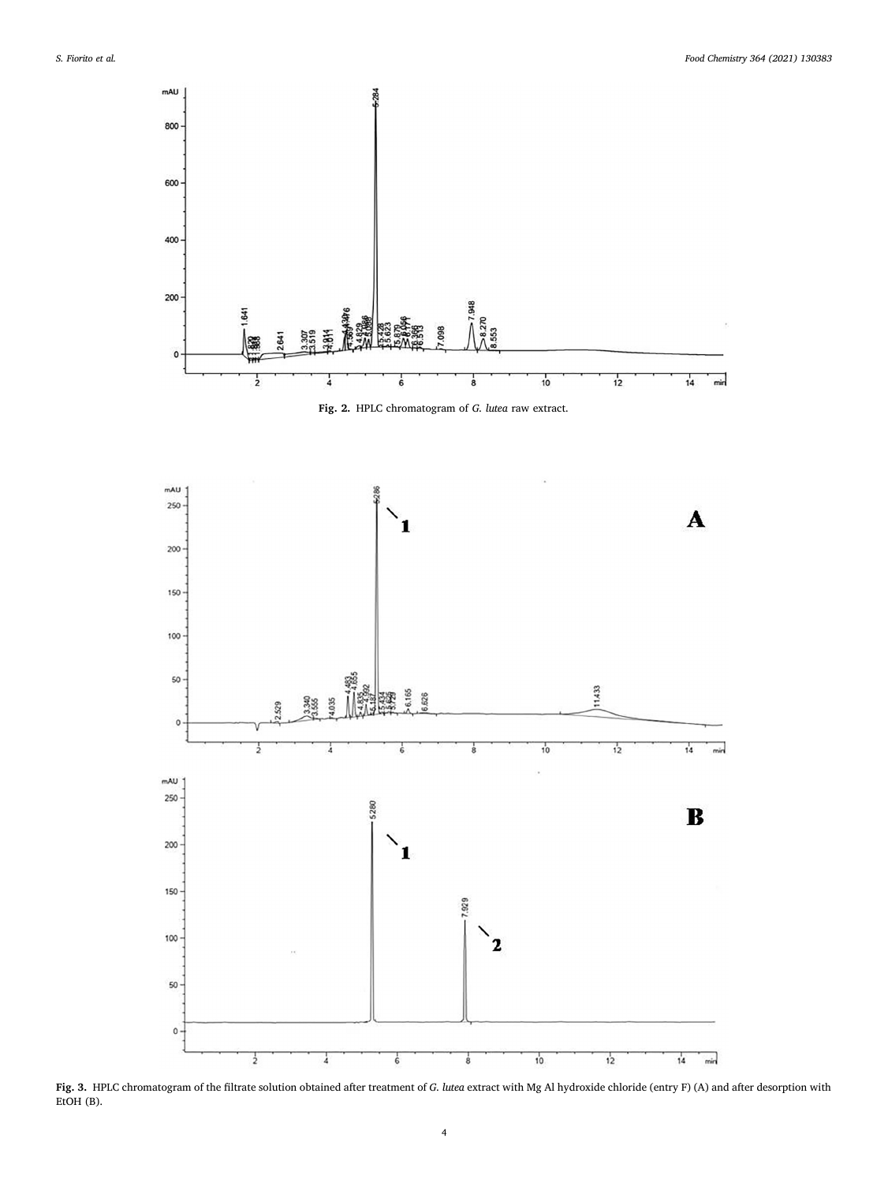**Fig. 2.** HPLC chromatogram of *G. lutea* raw extract.

**Fig. 3.** HPLC chromatogram of the filtrate solution obtained after treatment of *G. lutea* extract with Mg Al hydroxide chloride (entry F) (A) and after desorption with EtOH (B).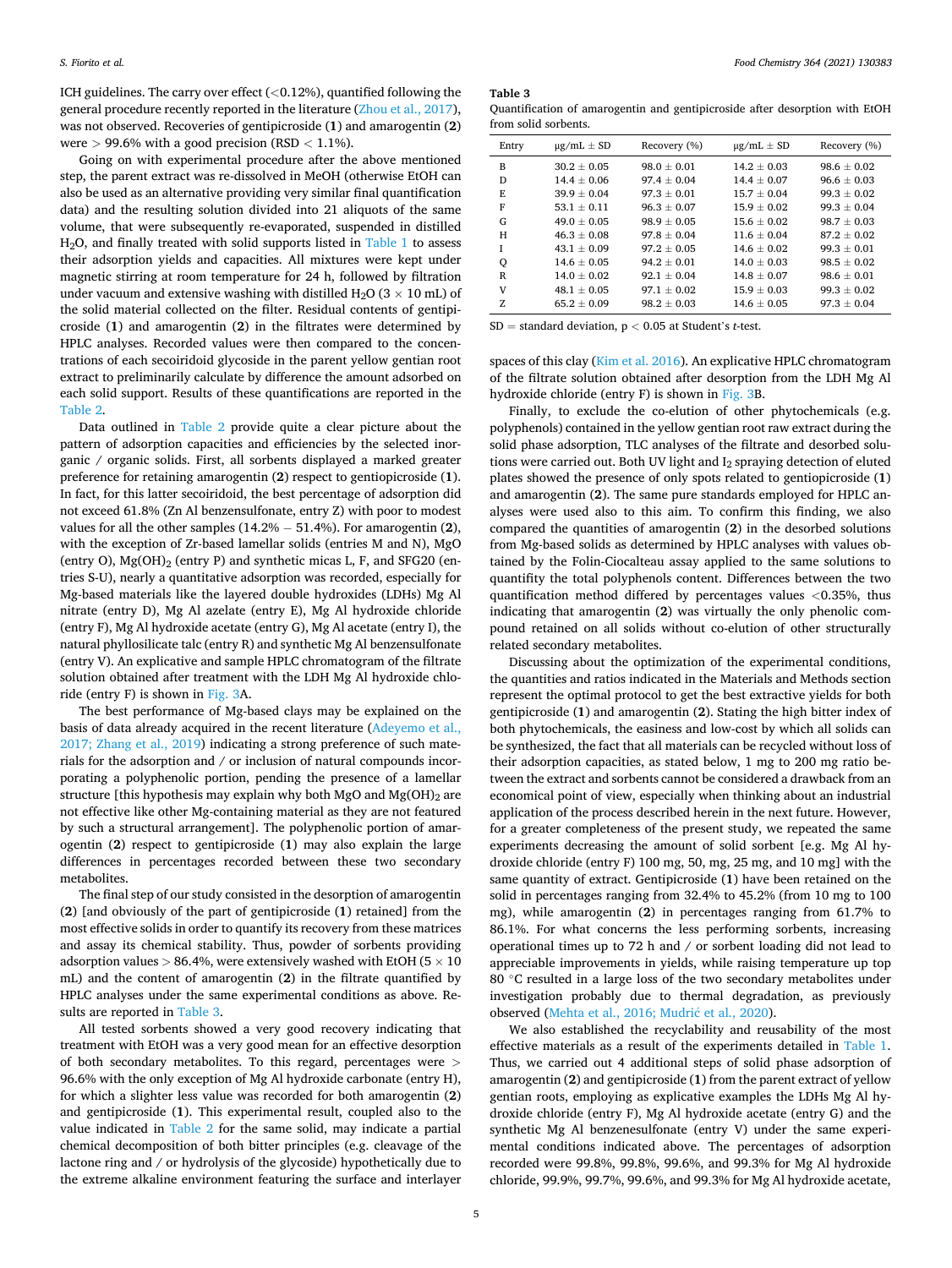ICH guidelines. The carry over effect (<0.12%), quantified following the general procedure recently reported in the literature (Zhou et al., 2017), was not observed. Recoveries of gentipicroside (**1**) and amarogentin (**2**) were > 99.6% with a good precision (RSD < 1.1%).

Going on with experimental procedure after the above mentioned step, the parent extract was re-dissolved in MeOH (otherwise EtOH can also be used as an alternative providing very similar final quantification data) and the resulting solution divided into 21 aliquots of the same volume, that were subsequently re-evaporated, suspended in distilled $H_2O$, and finally treated with solid supports listed in Table 1 to assess their adsorption yields and capacities. All mixtures were kept under magnetic stirring at room temperature for 24 h, followed by filtration under vacuum and extensive washing with distilled $H_2O$ (3 × 10 mL) of the solid material collected on the filter. Residual contents of gentipicroside (**1**) and amarogentin (**2**) in the filtrates were determined by HPLC analyses. Recorded values were then compared to the concentrations of each secoiridoid glycoside in the parent yellow gentian root extract to preliminarily calculate by difference the amount adsorbed on each solid support. Results of these quantifications are reported in the Table 2.

Data outlined in Table 2 provide quite a clear picture about the pattern of adsorption capacities and efficiencies by the selected inorganic / organic solids. First, all sorbents displayed a marked greater preference for retaining amarogentin (**2**) respect to gentiopicroside (**1**). In fact, for this latter secoiridoid, the best percentage of adsorption did not exceed 61.8% (Zn Al benzensulfonate, entry Z) with poor to modest values for all the other samples (14.2% – 51.4%). For amarogentin (**2**), with the exception of Zr-based lamellar solids (entries M and N), MgO (entry O), $Mg(OH)_2$ (entry P) and synthetic micas L, F, and SFG20 (entries S-U), nearly a quantitative adsorption was recorded, especially for Mg-based materials like the layered double hydroxides (LDHs) Mg Al nitrate (entry D), Mg Al azelate (entry E), Mg Al hydroxide chloride (entry F), Mg Al hydroxide acetate (entry G), Mg Al acetate (entry I), the natural phyllosilicate talc (entry R) and synthetic Mg Al benzensulfonate (entry V). An explicative and sample HPLC chromatogram of the filtrate solution obtained after treatment with the LDH Mg Al hydroxide chloride (entry F) is shown in Fig. 3A.

The best performance of Mg-based clays may be explained on the basis of data already acquired in the recent literature (Adeyemo et al., 2017; Zhang et al., 2019) indicating a strong preference of such materials for the adsorption and / or inclusion of natural compounds incorporating a polyphenolic portion, pending the presence of a lamellar structure [this hypothesis may explain why both MgO and $Mg(OH)_2$ are not effective like other Mg-containing material as they are not featured by such a structural arrangement]. The polyphenolic portion of amarogentin (**2**) respect to gentipicroside (**1**) may also explain the large differences in percentages recorded between these two secondary metabolites.

The final step of our study consisted in the desorption of amarogentin (**2**) [and obviously of the part of gentipicroside (**1**) retained] from the most effective solids in order to quantify its recovery from these matrices and assay its chemical stability. Thus, powder of sorbents providing adsorption values > 86.4%, were extensively washed with EtOH (5 × 10 mL) and the content of amarogentin (**2**) in the filtrate quantified by HPLC analyses under the same experimental conditions as above. Results are reported in Table 3.

All tested sorbents showed a very good recovery indicating that treatment with EtOH was a very good mean for an effective desorption of both secondary metabolites. To this regard, percentages were > 96.6% with the only exception of Mg Al hydroxide carbonate (entry H), for which a slighter less value was recorded for both amarogentin (**2**) and gentipicroside (**1**). This experimental result, coupled also to the value indicated in Table 2 for the same solid, may indicate a partial chemical decomposition of both bitter principles (e.g. cleavage of the lactone ring and / or hydrolysis of the glycoside) hypothetically due to the extreme alkaline environment featuring the surface and interlayer spaces of this clay (Kim et al. 2016). An explicative HPLC chromatogram of the filtrate solution obtained after desorption from the LDH Mg Al hydroxide chloride (entry F) is shown in Fig. 3B.

**Table 3**
Quantification of amarogentin and gentipicroside after desorption with EtOH from solid sorbents.

| Entry | μg/mL ± SD | Recovery (%) | μg/mL ± SD | Recovery (%) |
|---|---|---|---|---|
| B | 30.2 ± 0.05 | 98.0 ± 0.01 | 14.2 ± 0.03 | 98.6 ± 0.02 |
| D | 14.4 ± 0.06 | 97.4 ± 0.04 | 14.4 ± 0.07 | 96.6 ± 0.03 |
| E | 39.9 ± 0.04 | 97.3 ± 0.01 | 15.7 ± 0.04 | 99.3 ± 0.02 |
| F | 53.1 ± 0.11 | 96.3 ± 0.07 | 15.9 ± 0.02 | 99.3 ± 0.04 |
| G | 49.0 ± 0.05 | 98.9 ± 0.05 | 15.6 ± 0.02 | 98.7 ± 0.03 |
| H | 46.3 ± 0.08 | 97.8 ± 0.04 | 11.6 ± 0.04 | 87.2 ± 0.02 |
| I | 43.1 ± 0.09 | 97.2 ± 0.05 | 14.6 ± 0.02 | 99.3 ± 0.01 |
| Q | 14.6 ± 0.05 | 94.2 ± 0.01 | 14.0 ± 0.03 | 98.5 ± 0.02 |
| R | 14.0 ± 0.02 | 92.1 ± 0.04 | 14.8 ± 0.07 | 98.6 ± 0.01 |
| V | 48.1 ± 0.05 | 97.1 ± 0.02 | 15.9 ± 0.03 | 99.3 ± 0.02 |
| Z | 65.2 ± 0.09 | 98.2 ± 0.03 | 14.6 ± 0.05 | 97.3 ± 0.04 |

SD = standard deviation, $p < 0.05$ at Student's *t*-test.

Finally, to exclude the co-elution of other phytochemicals (e.g. polyphenols) contained in the yellow gentian root raw extract during the solid phase adsorption, TLC analyses of the filtrate and desorbed solutions were carried out. Both UV light and $I_2$ spraying detection of eluted plates showed the presence of only spots related to gentiopicroside (**1**) and amarogentin (**2**). The same pure standards employed for HPLC analyses were used also to this aim. To confirm this finding, we also compared the quantities of amarogentin (**2**) in the desorbed solutions from Mg-based solids as determined by HPLC analyses with values obtained by the Folin-Ciocalteau assay applied to the same solutions to quantify the total polyphenols content. Differences between the two quantification method differed by percentages values <0.35%, thus indicating that amarogentin (**2**) was virtually the only phenolic compound retained on all solids without co-elution of other structurally related secondary metabolites.

Discussing about the optimization of the experimental conditions, the quantities and ratios indicated in the Materials and Methods section represent the optimal protocol to get the best extractive yields for both gentipicroside (**1**) and amarogentin (**2**). Stating the high bitter index of both phytochemicals, the easiness and low-cost by which all solids can be synthesized, the fact that all materials can be recycled without loss of their adsorption capacities, as stated below, 1 mg to 200 mg ratio between the extract and sorbents cannot be considered a drawback from an economical point of view, especially when thinking about an industrial application of the process described herein in the next future. However, for a greater completeness of the present study, we repeated the same experiments decreasing the amount of solid sorbent [e.g. Mg Al hydroxide chloride (entry F) 100 mg, 50, mg, 25 mg, and 10 mg] with the same quantity of extract. Gentipicroside (**1**) have been retained on the solid in percentages ranging from 32.4% to 45.2% (from 10 mg to 100 mg), while amarogentin (**2**) in percentages ranging from 61.7% to 86.1%. For what concerns the less performing sorbents, increasing operational times up to 72 h and / or sorbent loading did not lead to appreciable improvements in yields, while raising temperature up top 80 °C resulted in a large loss of the two secondary metabolites under investigation probably due to thermal degradation, as previously observed (Mehta et al., 2016; Mudrić et al., 2020).

We also established the recyclability and reusability of the most effective materials as a result of the experiments detailed in Table 1. Thus, we carried out 4 additional steps of solid phase adsorption of amarogentin (**2**) and gentipicroside (**1**) from the parent extract of yellow gentian roots, employing as explicative examples the LDHs Mg Al hydroxide chloride (entry F), Mg Al hydroxide acetate (entry G) and the synthetic Mg Al benzenesulfonate (entry V) under the same experimental conditions indicated above. The percentages of adsorption recorded were 99.8%, 99.8%, 99.6%, and 99.3% for Mg Al hydroxide chloride, 99.9%, 99.7%, 99.6%, and 99.3% for Mg Al hydroxide acetate,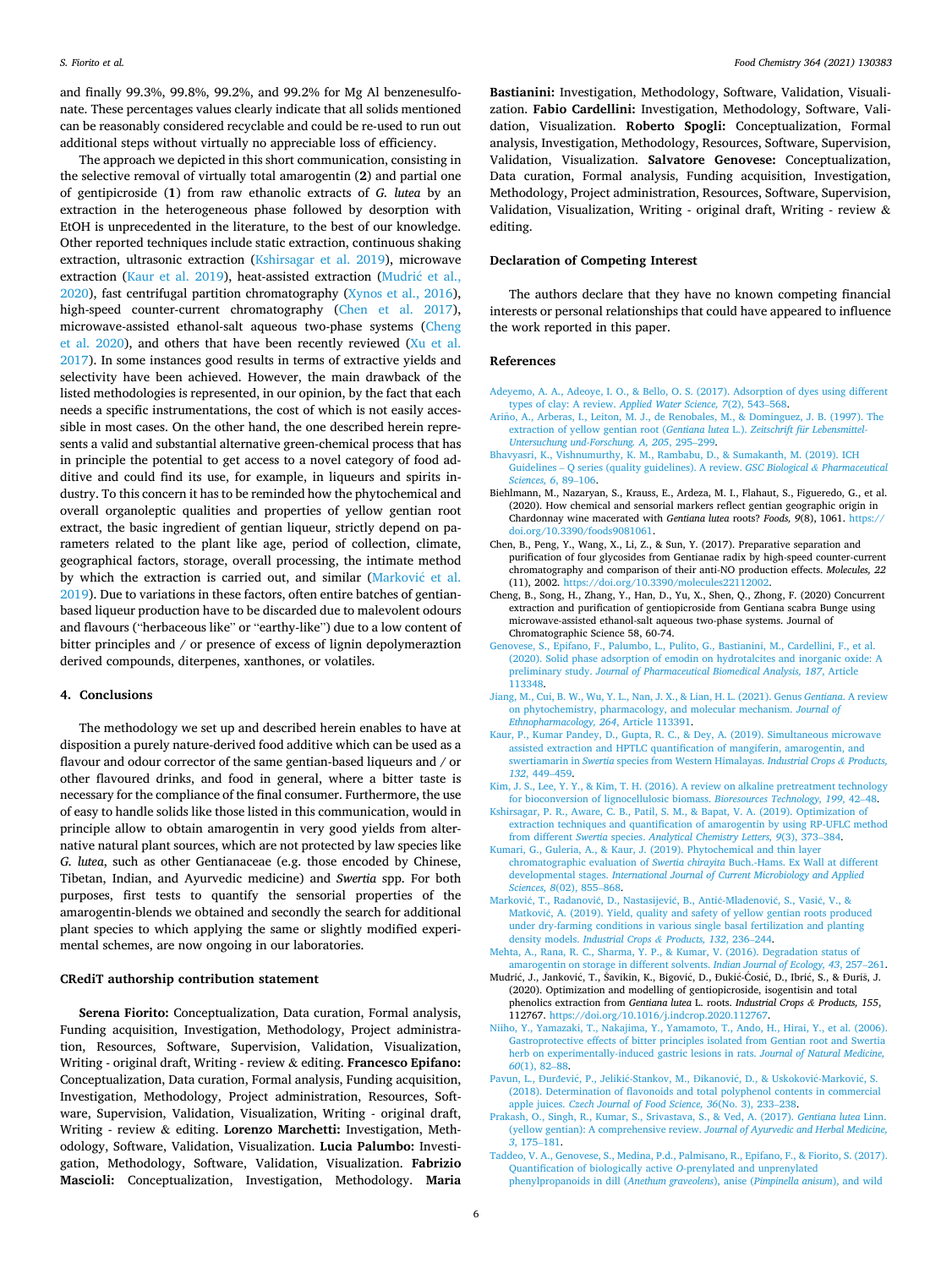and finally 99.3%, 99.8%, 99.2%, and 99.2% for Mg Al benzenesulfonate. These percentages values clearly indicate that all solids mentioned can be reasonably considered recyclable and could be re-used to run out additional steps without virtually no appreciable loss of efficiency.

The approach we depicted in this short communication, consisting in the selective removal of virtually total amarogentin (**2**) and partial one of gentipicroside (**1**) from raw ethanolic extracts of *G. lutea* by an extraction in the heterogeneous phase followed by desorption with EtOH is unprecedented in the literature, to the best of our knowledge. Other reported techniques include static extraction, continuous shaking extraction, ultrasonic extraction (Kshirsagar et al. 2019), microwave extraction (Kaur et al. 2019), heat-assisted extraction (Mudrić et al., 2020), fast centrifugal partition chromatography (Xynos et al., 2016), high-speed counter-current chromatography (Chen et al. 2017), microwave-assisted ethanol-salt aqueous two-phase systems (Cheng et al. 2020), and others that have been recently reviewed (Xu et al. 2017). In some instances good results in terms of extractive yields and selectivity have been achieved. However, the main drawback of the listed methodologies is represented, in our opinion, by the fact that each needs a specific instrumentations, the cost of which is not easily accessible in most cases. On the other hand, the one described herein represents a valid and substantial alternative green-chemical process that has in principle the potential to get access to a novel category of food additive and could find its use, for example, in liqueurs and spirits industry. To this concern it has to be reminded how the phytochemical and overall organoleptic qualities and properties of yellow gentian root extract, the basic ingredient of gentian liqueur, strictly depend on parameters related to the plant like age, period of collection, climate, geographical factors, storage, overall processing, the intimate method by which the extraction is carried out, and similar (Marković et al. 2019). Due to variations in these factors, often entire batches of gentian-based liqueur production have to be discarded due to malevolent odours and flavours ("herbaceous like" or "earthy-like") due to a low content of bitter principles and / or presence of excess of lignin depolymeraztion derived compounds, diterpenes, xanthones, or volatiles.

## 4. Conclusions

The methodology we set up and described herein enables to have at disposition a purely nature-derived food additive which can be used as a flavour and odour corrector of the same gentian-based liqueurs and / or other flavoured drinks, and food in general, where a bitter taste is necessary for the compliance of the final consumer. Furthermore, the use of easy to handle solids like those listed in this communication, would in principle allow to obtain amarogentin in very good yields from alternative natural plant sources, which are not protected by law species like *G. lutea*, such as other Gentianaceae (e.g. those encoded by Chinese, Tibetan, Indian, and Ayurvedic medicine) and *Swertia* spp. For both purposes, first tests to quantify the sensorial properties of the amarogentin-blends we obtained and secondly the search for additional plant species to which applying the same or slightly modified experimental schemes, are now ongoing in our laboratories.

## CRediT authorship contribution statement

**Serena Fiorito:** Conceptualization, Data curation, Formal analysis, Funding acquisition, Investigation, Methodology, Project administration, Resources, Software, Supervision, Validation, Visualization, Writing - original draft, Writing - review & editing. **Francesco Epifano:** Conceptualization, Data curation, Formal analysis, Funding acquisition, Investigation, Methodology, Project administration, Resources, Software, Supervision, Validation, Visualization, Writing - original draft, Writing - review & editing. **Lorenzo Marchetti:** Investigation, Methodology, Software, Validation, Visualization. **Lucia Palumbo:** Investigation, Methodology, Software, Validation, Visualization. **Fabrizio Mascioli:** Conceptualization, Investigation, Methodology. **Maria Bastianini:** Investigation, Methodology, Software, Validation, Visualization. **Fabio Cardellini:** Investigation, Methodology, Software, Validation, Visualization. **Roberto Spogli:** Conceptualization, Formal analysis, Investigation, Methodology, Resources, Software, Supervision, Validation, Visualization. **Salvatore Genovese:** Conceptualization, Data curation, Formal analysis, Funding acquisition, Investigation, Methodology, Project administration, Resources, Software, Supervision, Validation, Visualization, Writing - original draft, Writing - review & editing.

## Declaration of Competing Interest

The authors declare that they have no known competing financial interests or personal relationships that could have appeared to influence the work reported in this paper.

## References

Adeyemo, A. A., Adeoye, I. O., & Bello, O. S. (2017). Adsorption of dyes using different types of clay: A review. *Applied Water Science, 7*(2), 543–568.

Ariño, A., Arberas, I., Leiton, M. J., de Renobales, M., & Dominguez, J. B. (1997). The extraction of yellow gentian root (*Gentiana lutea* L.). *Zeitschrift für Lebensmittel-Untersuchung und-Forschung. A, 205*, 295–299.

Bhavyasri, K., Vishnumurthy, K. M., Rambabu, D., & Sumakanth, M. (2019). ICH Guidelines – Q series (quality guidelines). A review. *GSC Biological & Pharmaceutical Sciences, 6*, 89–106.

Biehlmann, M., Nazaryan, S., Krauss, E., Ardeza, M. I., Flahaut, S., Figueredo, G., et al. (2020). How chemical and sensorial markers reflect gentian geographic origin in Chardonnay wine macerated with *Gentiana lutea* roots? *Foods, 9*(8), 1061. https://doi.org/10.3390/foods9081061.

Chen, B., Peng, Y., Wang, X., Li, Z., & Sun, Y. (2017). Preparative separation and purification of four glycosides from Gentianae radix by high-speed counter-current chromatography and comparison of their anti-NO production effects. *Molecules, 22* (11), 2002. https://doi.org/10.3390/molecules22112002.

Cheng, B., Song, H., Zhang, Y., Han, D., Yu, X., Shen, Q., Zhong, F. (2020) Concurrent extraction and purification of gentiopicroside from Gentiana scabra Bunge using microwave-assisted ethanol-salt aqueous two-phase systems. Journal of Chromatographic Science 58, 60-74.

Genovese, S., Epifano, F., Palumbo, L., Pulito, G., Bastianini, M., Cardellini, F., et al. (2020). Solid phase adsorption of emodin on hydrotalcites and inorganic oxide: A preliminary study. *Journal of Pharmaceutical Biomedical Analysis, 187*, Article 113348.

Jiang, M., Cui, B. W., Wu, Y. L., Nan, J. X., & Lian, H. L. (2021). Genus *Gentiana*. A review on phytochemistry, pharmacology, and molecular mechanism. *Journal of Ethnopharmacology, 264*, Article 113391.

Kaur, P., Kumar Pandey, D., Gupta, R. C., & Dey, A. (2019). Simultaneous microwave assisted extraction and HPTLC quantification of mangiferin, amarogentin, and swertiamarin in *Swertia* species from Western Himalayas. *Industrial Crops & Products, 132*, 449–459.

Kim, J. S., Lee, Y. Y., & Kim, T. H. (2016). A review on alkaline pretreatment technology for bioconversion of lignocellulosic biomass. *Bioresources Technology, 199*, 42–48.

Kshirsagar, P. R., Aware, C. B., Patil, S. M., & Bapat, V. A. (2019). Optimization of extraction techniques and quantification of amarogentin by using RP-UFLC method from different *Swertia* species. *Analytical Chemistry Letters, 9*(3), 373–384.

Kumari, G., Guleria, A., & Kaur, J. (2019). Phytochemical and thin layer chromatographic evaluation of *Swertia chirayita* Buch.-Hams. Ex Wall at different developmental stages. *International Journal of Current Microbiology and Applied Sciences, 8*(02), 855–868.

Marković, T., Radanović, D., Nastasijević, B., Antić-Mladenović, S., Vasić, V., & Matković, A. (2019). Yield, quality and safety of yellow gentian roots produced under dry-farming conditions in various single basal fertilization and planting density models. *Industrial Crops & Products, 132*, 236–244.

Mehta, A., Rana, R. C., Sharma, Y. P., & Kumar, V. (2016). Degradation status of amarogentin on storage in different solvents. *Indian Journal of Ecology, 43*, 257–261.

Mudrić, J., Janković, T., Šavikin, K., Bigović, D., Đukić-Ćosić, D., Ibrić, S., & Đuriš, J. (2020). Optimization and modelling of gentiopicroside, isogentisin and total phenolics extraction from *Gentiana lutea* L. roots. *Industrial Crops & Products, 155*, 112767. https://doi.org/10.1016/j.indcrop.2020.112767.

Niiho, Y., Yamazaki, T., Nakajima, Y., Yamamoto, T., Ando, H., Hirai, Y., et al. (2006). Gastroprotective effects of bitter principles isolated from Gentian root and Swertia herb on experimentally-induced gastric lesions in rats. *Journal of Natural Medicine, 60*(1), 82–88.

Pavun, L., Đurdević, P., Jelikić-Stankov, M., Đikanović, D., & Usković-Marković, S. (2018). Determination of flavonoids and total polyphenol contents in commercial apple juices. *Czech Journal of Food Science, 36*(No. 3), 233–238.

Prakash, O., Singh, R., Kumar, S., Srivastava, S., & Ved, A. (2017). *Gentiana lutea* Linn. (yellow gentian): A comprehensive review. *Journal of Ayurvedic and Herbal Medicine, 3*, 175–181.

Taddeo, V. A., Genovese, S., Medina, P.d., Palmisano, R., Epifano, F., & Fiorito, S. (2017). Quantification of biologically active *O*-prenylated and unprenylated phenylpropanoids in dill (*Anethum graveolens*), anise (*Pimpinella anisum*), and wild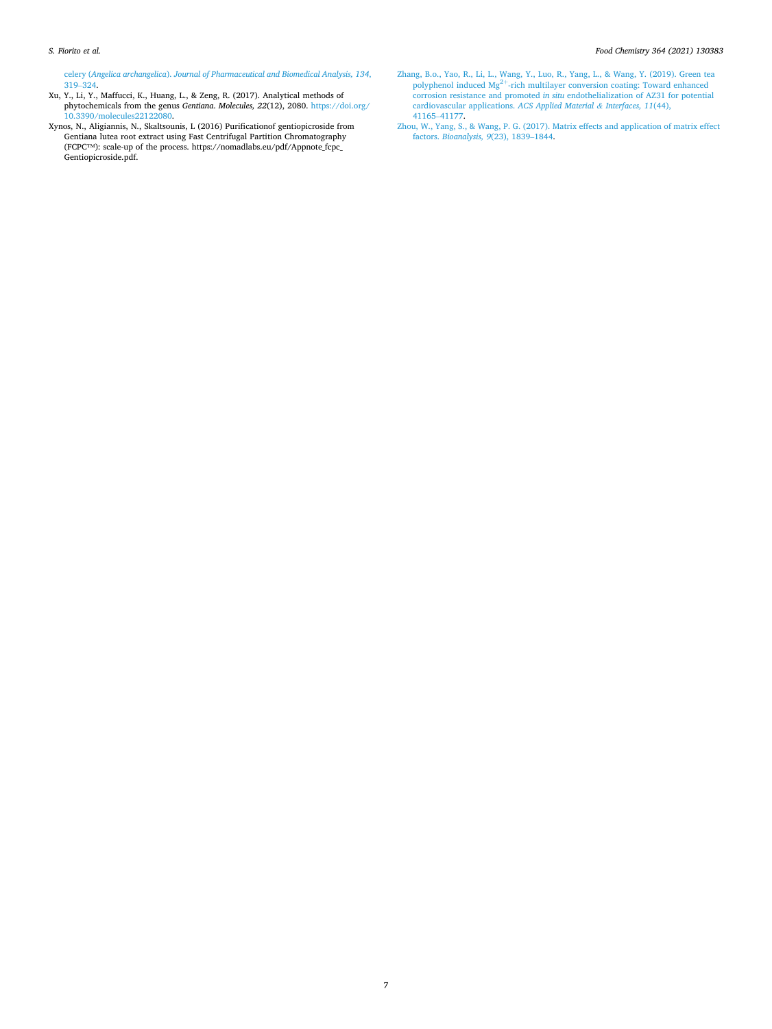celery (*Angelica archangelica*). *Journal of Pharmaceutical and Biomedical Analysis, 134*, 319–324.

Xu, Y., Li, Y., Maffucci, K., Huang, L., & Zeng, R. (2017). Analytical methods of phytochemicals from the genus *Gentiana*. *Molecules, 22*(12), 2080. https://doi.org/10.3390/molecules22122080.

Xynos, N., Aligiannis, N., Skaltsounis, L (2016) Purificationof gentiopicroside from Gentiana lutea root extract using Fast Centrifugal Partition Chromatography (FCPC™): scale-up of the process. https://nomadlabs.eu/pdf/Appnote_fcpc_Gentiopicroside.pdf.

Zhang, B.o., Yao, R., Li, L., Wang, Y., Luo, R., Yang, L., & Wang, Y. (2019). Green tea polyphenol induced $Mg^{2+}$-rich multilayer conversion coating: Toward enhanced corrosion resistance and promoted *in situ* endothelialization of AZ31 for potential cardiovascular applications. *ACS Applied Material & Interfaces, 11*(44), 41165–41177.

Zhou, W., Yang, S., & Wang, P. G. (2017). Matrix effects and application of matrix effect factors. *Bioanalysis, 9*(23), 1839–1844.